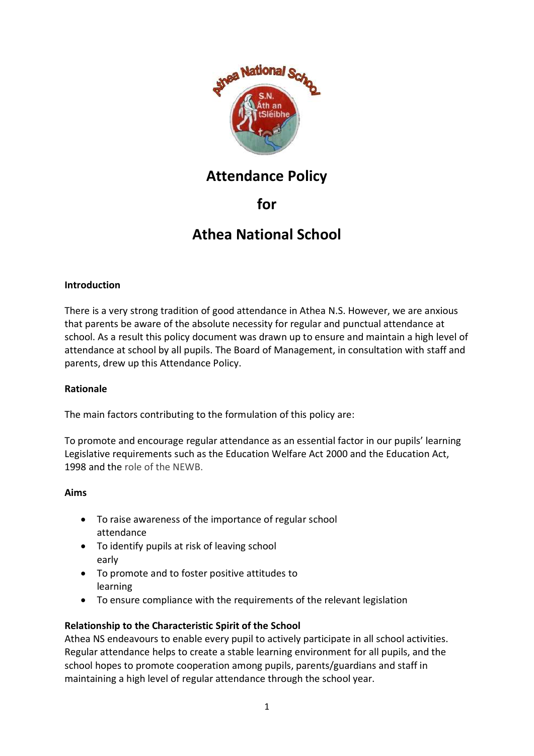# Attendance Policy

# for

# Athea National School

**Introduction**

There is a very strong tradition of good attendance in Athea N.S. However, we are anxious that parents be aware of the absolute necessity for regular and punctual attendance at school. As a result this policy document was drawn up to ensure and maintain a high level of attendance at school by all pupils. The Board of Management, in consultation with staff and parents, drew up this Attendance Policy.

**Rationale**

The main factors contributing to the formulation of this policy are:

To promote and encourage regular attendance as an essential factor in our pupils' learning
Legislative requirements such as the Education Welfare Act 2000 and the Education Act, 1998 and the role of the NEWB.

**Aims**

- To raise awareness of the importance of regular school attendance
- To identify pupils at risk of leaving school early
- To promote and to foster positive attitudes to learning
- To ensure compliance with the requirements of the relevant legislation

**Relationship to the Characteristic Spirit of the School**

Athea NS endeavours to enable every pupil to actively participate in all school activities. Regular attendance helps to create a stable learning environment for all pupils, and the school hopes to promote cooperation among pupils, parents/guardians and staff in maintaining a high level of regular attendance through the school year.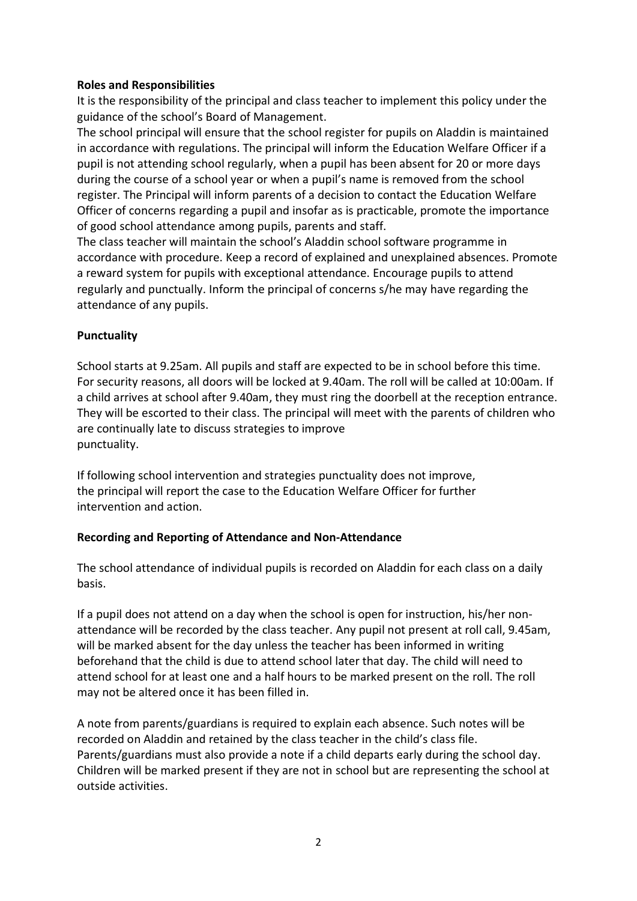**Roles and Responsibilities**

It is the responsibility of the principal and class teacher to implement this policy under the guidance of the school's Board of Management.

The school principal will ensure that the school register for pupils on Aladdin is maintained in accordance with regulations. The principal will inform the Education Welfare Officer if a pupil is not attending school regularly, when a pupil has been absent for 20 or more days during the course of a school year or when a pupil's name is removed from the school register. The Principal will inform parents of a decision to contact the Education Welfare Officer of concerns regarding a pupil and insofar as is practicable, promote the importance of good school attendance among pupils, parents and staff.

The class teacher will maintain the school's Aladdin school software programme in accordance with procedure. Keep a record of explained and unexplained absences. Promote a reward system for pupils with exceptional attendance. Encourage pupils to attend regularly and punctually. Inform the principal of concerns s/he may have regarding the attendance of any pupils.

**Punctuality**

School starts at 9.25am. All pupils and staff are expected to be in school before this time. For security reasons, all doors will be locked at 9.40am. The roll will be called at 10:00am. If a child arrives at school after 9.40am, they must ring the doorbell at the reception entrance. They will be escorted to their class. The principal will meet with the parents of children who are continually late to discuss strategies to improve punctuality.

If following school intervention and strategies punctuality does not improve, the principal will report the case to the Education Welfare Officer for further intervention and action.

**Recording and Reporting of Attendance and Non-Attendance**

The school attendance of individual pupils is recorded on Aladdin for each class on a daily basis.

If a pupil does not attend on a day when the school is open for instruction, his/her non-attendance will be recorded by the class teacher. Any pupil not present at roll call, 9.45am, will be marked absent for the day unless the teacher has been informed in writing beforehand that the child is due to attend school later that day. The child will need to attend school for at least one and a half hours to be marked present on the roll. The roll may not be altered once it has been filled in.

A note from parents/guardians is required to explain each absence. Such notes will be recorded on Aladdin and retained by the class teacher in the child's class file. Parents/guardians must also provide a note if a child departs early during the school day. Children will be marked present if they are not in school but are representing the school at outside activities.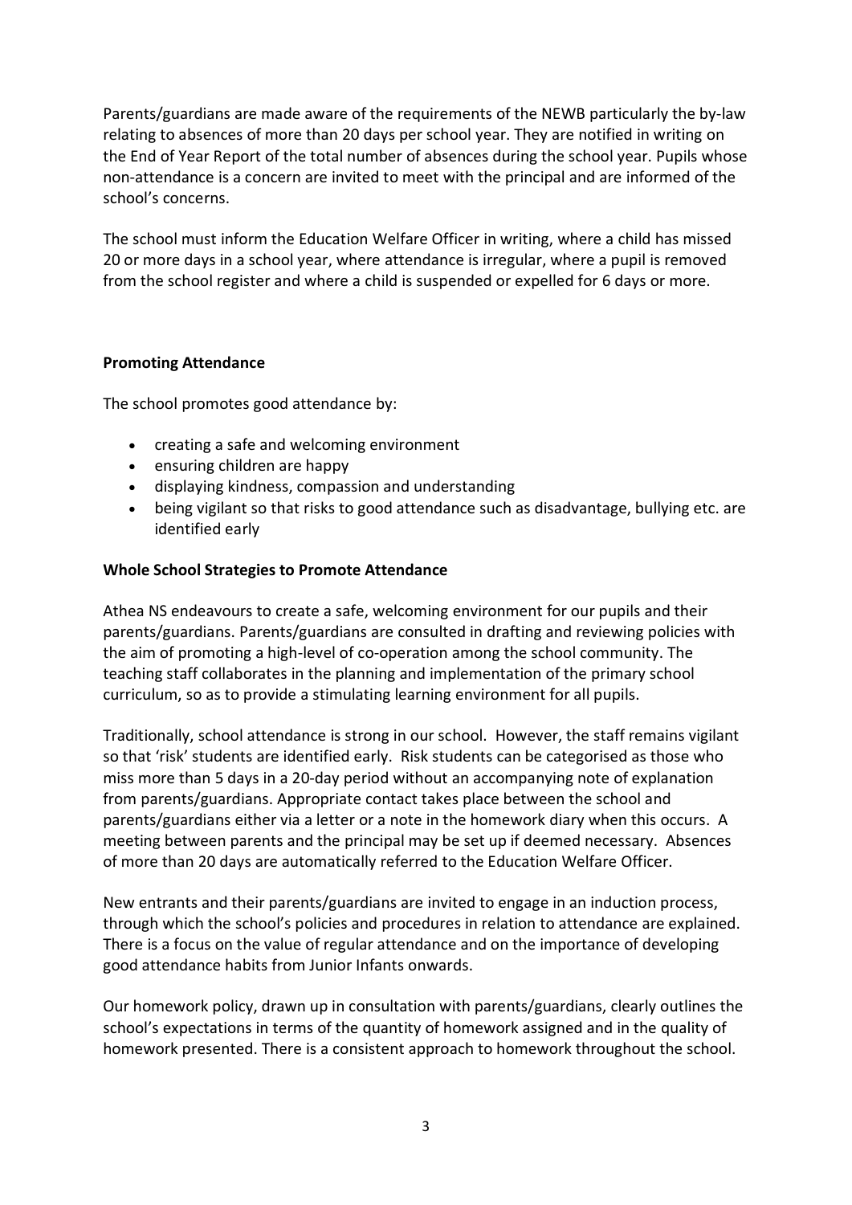Parents/guardians are made aware of the requirements of the NEWB particularly the by-law relating to absences of more than 20 days per school year. They are notified in writing on the End of Year Report of the total number of absences during the school year. Pupils whose non-attendance is a concern are invited to meet with the principal and are informed of the school's concerns.

The school must inform the Education Welfare Officer in writing, where a child has missed 20 or more days in a school year, where attendance is irregular, where a pupil is removed from the school register and where a child is suspended or expelled for 6 days or more.

**Promoting Attendance**

The school promotes good attendance by:

- creating a safe and welcoming environment
- ensuring children are happy
- displaying kindness, compassion and understanding
- being vigilant so that risks to good attendance such as disadvantage, bullying etc. are identified early

**Whole School Strategies to Promote Attendance**

Athea NS endeavours to create a safe, welcoming environment for our pupils and their parents/guardians. Parents/guardians are consulted in drafting and reviewing policies with the aim of promoting a high-level of co-operation among the school community. The teaching staff collaborates in the planning and implementation of the primary school curriculum, so as to provide a stimulating learning environment for all pupils.

Traditionally, school attendance is strong in our school. However, the staff remains vigilant so that 'risk' students are identified early. Risk students can be categorised as those who miss more than 5 days in a 20-day period without an accompanying note of explanation from parents/guardians. Appropriate contact takes place between the school and parents/guardians either via a letter or a note in the homework diary when this occurs. A meeting between parents and the principal may be set up if deemed necessary. Absences of more than 20 days are automatically referred to the Education Welfare Officer.

New entrants and their parents/guardians are invited to engage in an induction process, through which the school's policies and procedures in relation to attendance are explained. There is a focus on the value of regular attendance and on the importance of developing good attendance habits from Junior Infants onwards.

Our homework policy, drawn up in consultation with parents/guardians, clearly outlines the school's expectations in terms of the quantity of homework assigned and in the quality of homework presented. There is a consistent approach to homework throughout the school.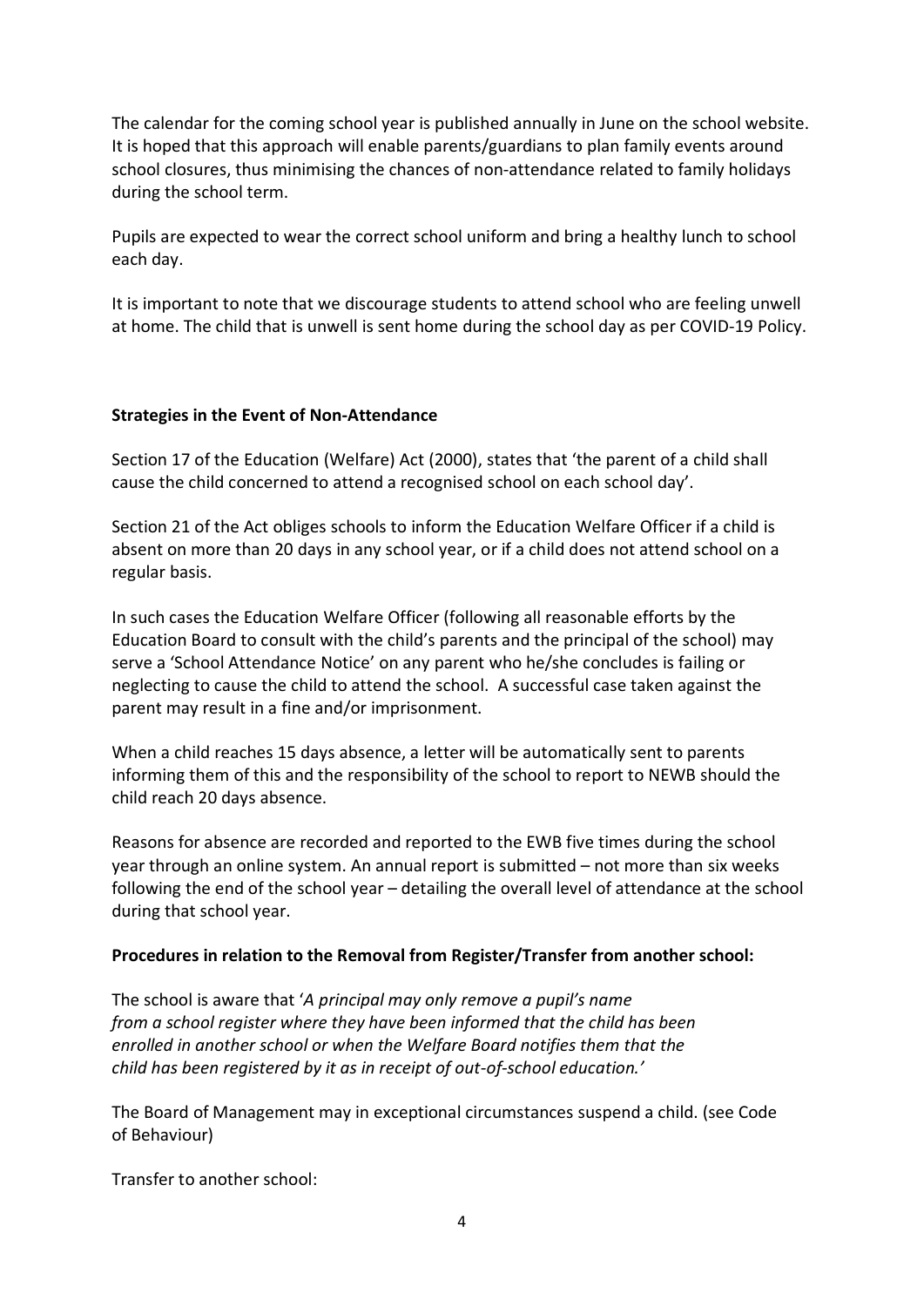The calendar for the coming school year is published annually in June on the school website. It is hoped that this approach will enable parents/guardians to plan family events around school closures, thus minimising the chances of non-attendance related to family holidays during the school term.

Pupils are expected to wear the correct school uniform and bring a healthy lunch to school each day.

It is important to note that we discourage students to attend school who are feeling unwell at home. The child that is unwell is sent home during the school day as per COVID-19 Policy.

**Strategies in the Event of Non-Attendance**

Section 17 of the Education (Welfare) Act (2000), states that 'the parent of a child shall cause the child concerned to attend a recognised school on each school day'.

Section 21 of the Act obliges schools to inform the Education Welfare Officer if a child is absent on more than 20 days in any school year, or if a child does not attend school on a regular basis.

In such cases the Education Welfare Officer (following all reasonable efforts by the Education Board to consult with the child's parents and the principal of the school) may serve a 'School Attendance Notice' on any parent who he/she concludes is failing or neglecting to cause the child to attend the school. A successful case taken against the parent may result in a fine and/or imprisonment.

When a child reaches 15 days absence, a letter will be automatically sent to parents informing them of this and the responsibility of the school to report to NEWB should the child reach 20 days absence.

Reasons for absence are recorded and reported to the EWB five times during the school year through an online system. An annual report is submitted – not more than six weeks following the end of the school year – detailing the overall level of attendance at the school during that school year.

**Procedures in relation to the Removal from Register/Transfer from another school:**

The school is aware that '*A principal may only remove a pupil's name from a school register where they have been informed that the child has been enrolled in another school or when the Welfare Board notifies them that the child has been registered by it as in receipt of out-of-school education.'*

The Board of Management may in exceptional circumstances suspend a child. (see Code of Behaviour)

Transfer to another school: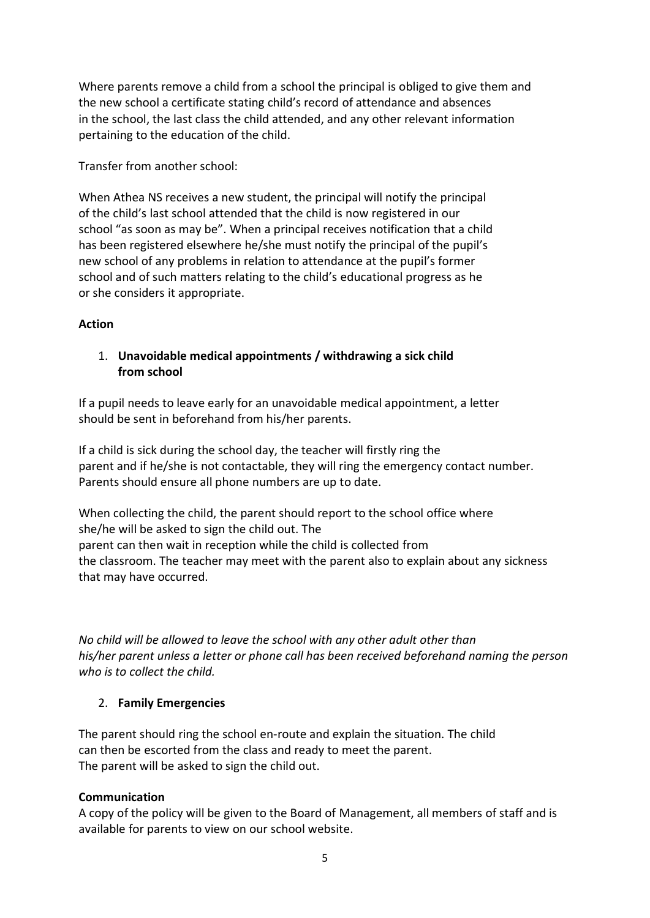Where parents remove a child from a school the principal is obliged to give them and the new school a certificate stating child's record of attendance and absences in the school, the last class the child attended, and any other relevant information pertaining to the education of the child.

Transfer from another school:

When Athea NS receives a new student, the principal will notify the principal of the child's last school attended that the child is now registered in our school "as soon as may be". When a principal receives notification that a child has been registered elsewhere he/she must notify the principal of the pupil's new school of any problems in relation to attendance at the pupil's former school and of such matters relating to the child's educational progress as he or she considers it appropriate.

**Action**

1. **Unavoidable medical appointments / withdrawing a sick child from school**

If a pupil needs to leave early for an unavoidable medical appointment, a letter should be sent in beforehand from his/her parents.

If a child is sick during the school day, the teacher will firstly ring the parent and if he/she is not contactable, they will ring the emergency contact number. Parents should ensure all phone numbers are up to date.

When collecting the child, the parent should report to the school office where she/he will be asked to sign the child out. The parent can then wait in reception while the child is collected from the classroom. The teacher may meet with the parent also to explain about any sickness that may have occurred.

*No child will be allowed to leave the school with any other adult other than his/her parent unless a letter or phone call has been received beforehand naming the person who is to collect the child.*

2. **Family Emergencies**

The parent should ring the school en-route and explain the situation. The child can then be escorted from the class and ready to meet the parent. The parent will be asked to sign the child out.

**Communication**

A copy of the policy will be given to the Board of Management, all members of staff and is available for parents to view on our school website.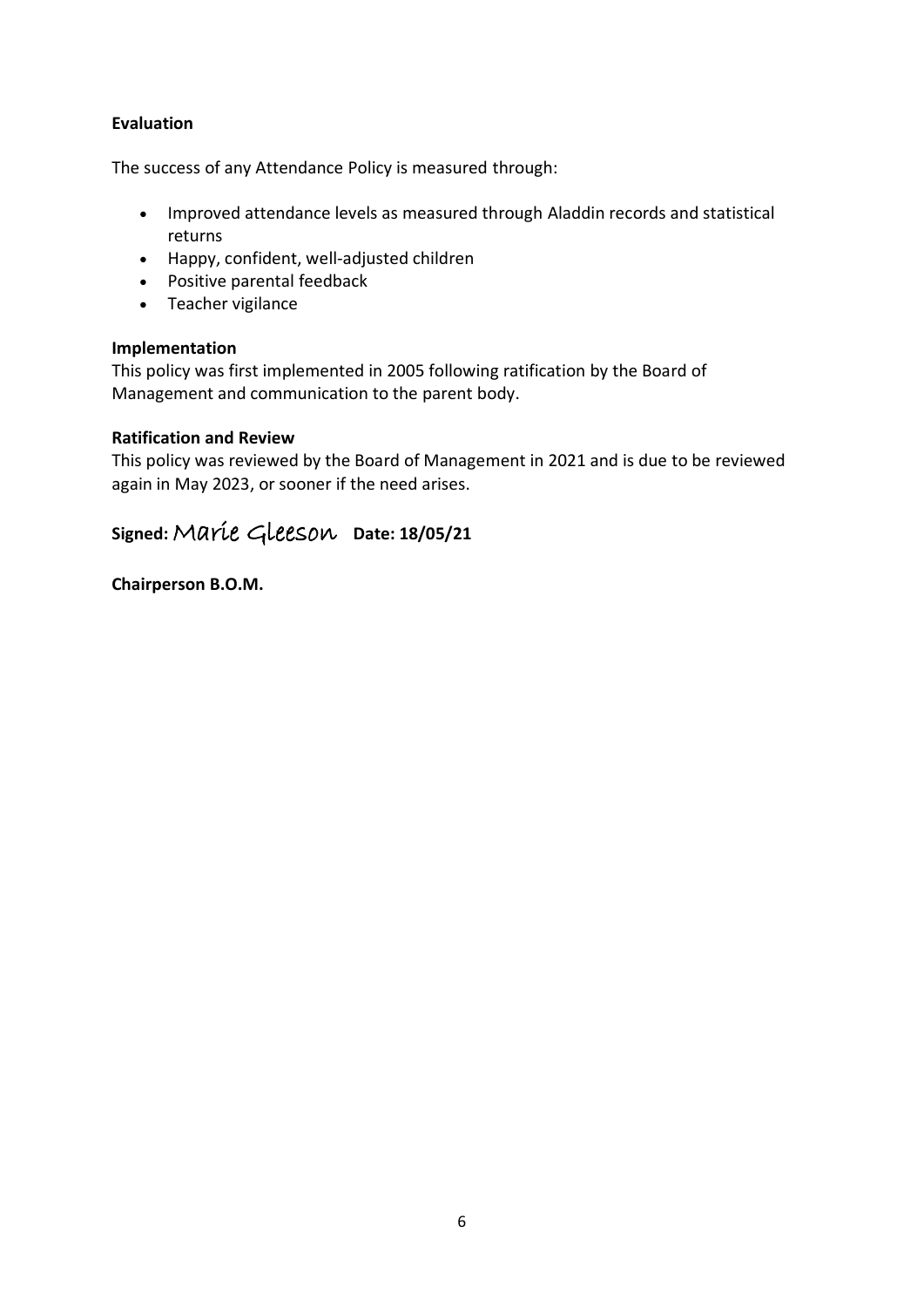**Evaluation**

The success of any Attendance Policy is measured through:

- Improved attendance levels as measured through Aladdin records and statistical returns
- Happy, confident, well-adjusted children
- Positive parental feedback
- Teacher vigilance

**Implementation**

This policy was first implemented in 2005 following ratification by the Board of Management and communication to the parent body.

**Ratification and Review**

This policy was reviewed by the Board of Management in 2021 and is due to be reviewed again in May 2023, or sooner if the need arises.

**Signed:** Marie Gleeson **Date: 18/05/21**

**Chairperson B.O.M.**